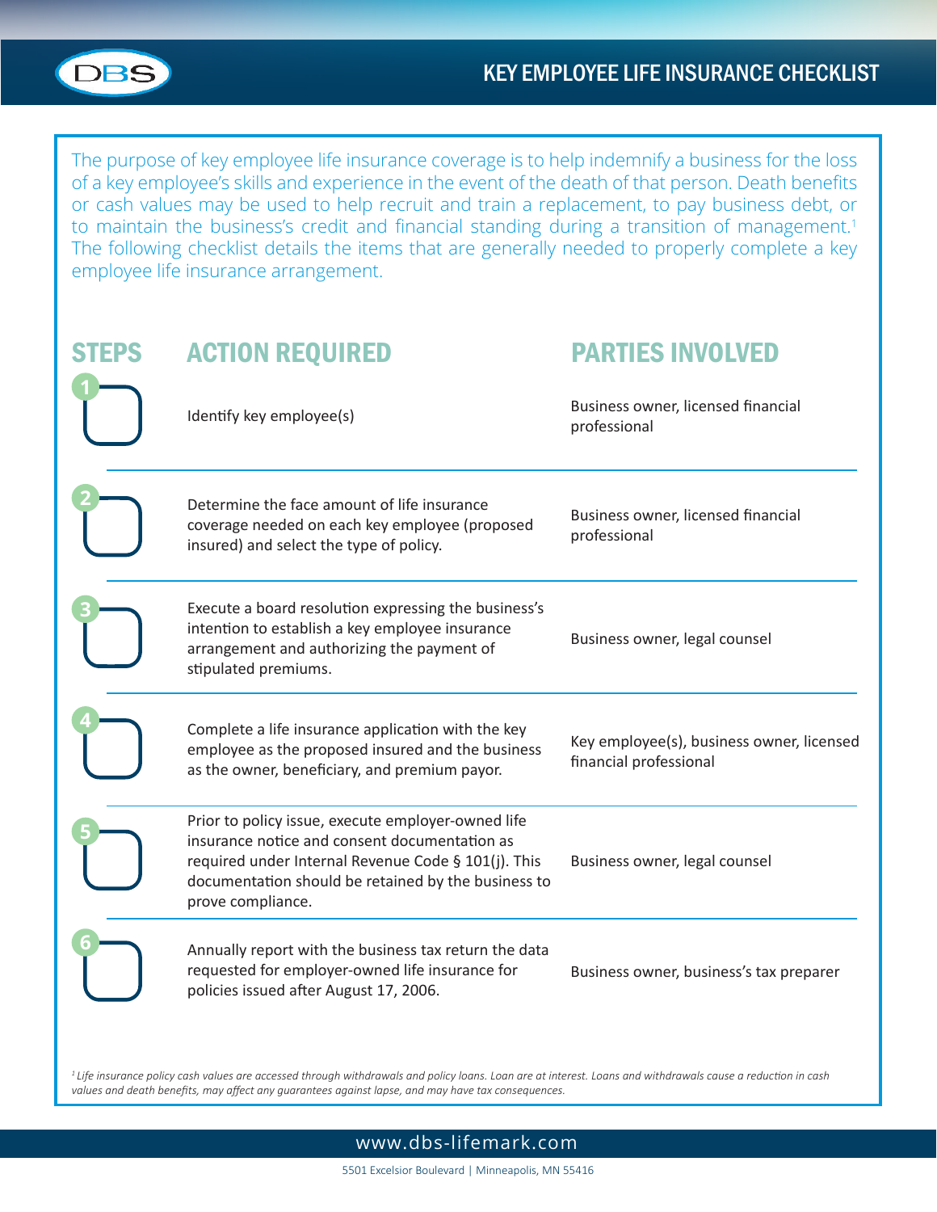DBS

# KEY EMPLOYEE LIFE INSURANCE CHECKLIST

The purpose of key employee life insurance coverage is to help indemnify a business for the loss of a key employee's skills and experience in the event of the death of that person. Death benefits or cash values may be used to help recruit and train a replacement, to pay business debt, or to maintain the business's credit and financial standing during a transition of management.[1] The following checklist details the items that are generally needed to properly complete a key employee life insurance arrangement.

| STEPS | ACTION REQUIRED | PARTIES INVOLVED |
| --- | --- | --- |
| 1 ☐ | Identify key employee(s) | Business owner, licensed financial professional |
| 2 ☐ | Determine the face amount of life insurance coverage needed on each key employee (proposed insured) and select the type of policy. | Business owner, licensed financial professional |
| 3 ☐ | Execute a board resolution expressing the business's intention to establish a key employee insurance arrangement and authorizing the payment of stipulated premiums. | Business owner, legal counsel |
| 4 ☐ | Complete a life insurance application with the key employee as the proposed insured and the business as the owner, beneficiary, and premium payor. | Key employee(s), business owner, licensed financial professional |
| 5 ☐ | Prior to policy issue, execute employer-owned life insurance notice and consent documentation as required under Internal Revenue Code § 101(j). This documentation should be retained by the business to prove compliance. | Business owner, legal counsel |
| 6 ☐ | Annually report with the business tax return the data requested for employer-owned life insurance for policies issued after August 17, 2006. | Business owner, business's tax preparer |

*[1] Life insurance policy cash values are accessed through withdrawals and policy loans. Loan are at interest. Loans and withdrawals cause a reduction in cash values and death benefits, may affect any guarantees against lapse, and may have tax consequences.*

www.dbs-lifemark.com

5501 Excelsior Boulevard | Minneapolis, MN 55416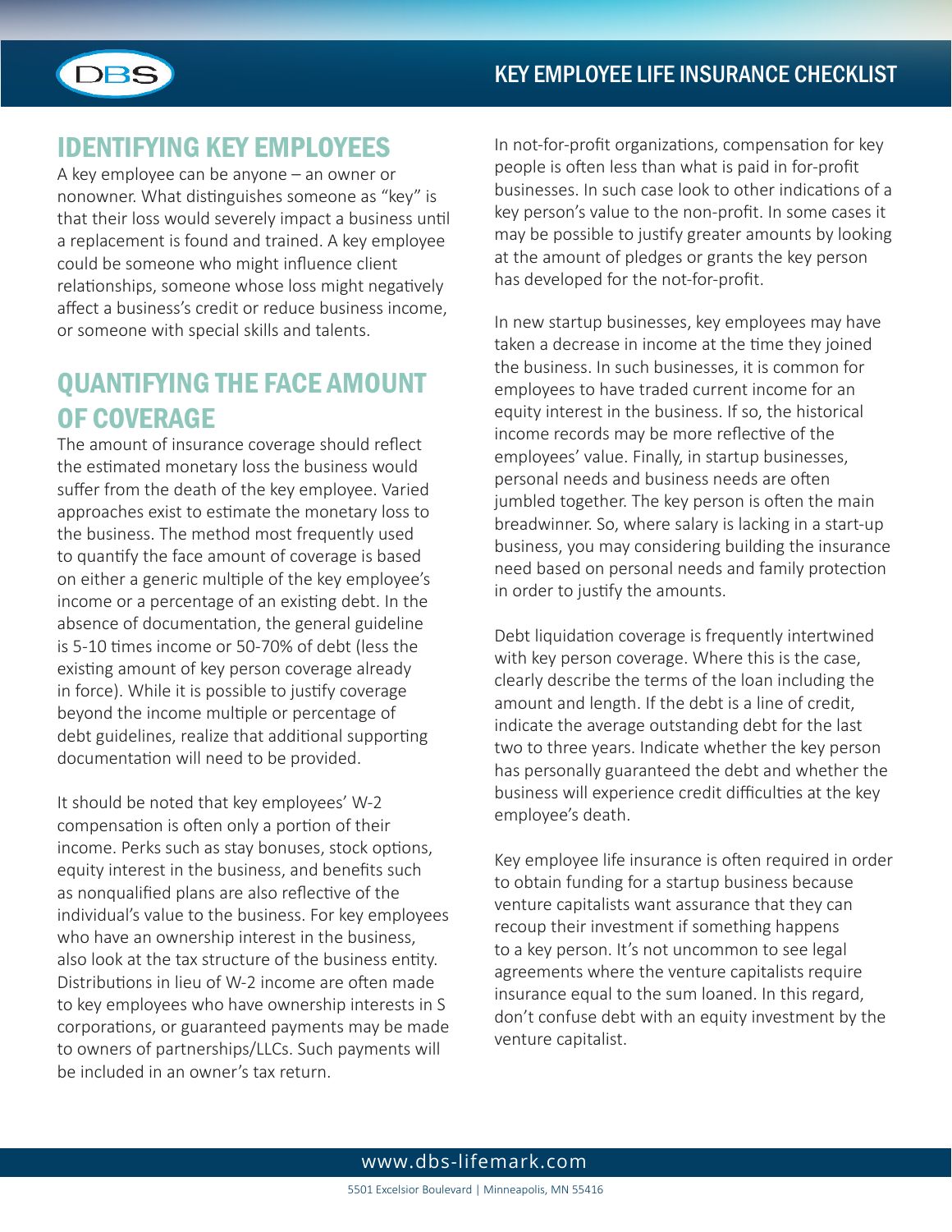## IDENTIFYING KEY EMPLOYEES

A key employee can be anyone – an owner or nonowner. What distinguishes someone as "key" is that their loss would severely impact a business until a replacement is found and trained. A key employee could be someone who might influence client relationships, someone whose loss might negatively affect a business's credit or reduce business income, or someone with special skills and talents.

## QUANTIFYING THE FACE AMOUNT OF COVERAGE

The amount of insurance coverage should reflect the estimated monetary loss the business would suffer from the death of the key employee. Varied approaches exist to estimate the monetary loss to the business. The method most frequently used to quantify the face amount of coverage is based on either a generic multiple of the key employee's income or a percentage of an existing debt. In the absence of documentation, the general guideline is 5-10 times income or 50-70% of debt (less the existing amount of key person coverage already in force). While it is possible to justify coverage beyond the income multiple or percentage of debt guidelines, realize that additional supporting documentation will need to be provided.

It should be noted that key employees' W-2 compensation is often only a portion of their income. Perks such as stay bonuses, stock options, equity interest in the business, and benefits such as nonqualified plans are also reflective of the individual's value to the business. For key employees who have an ownership interest in the business, also look at the tax structure of the business entity. Distributions in lieu of W-2 income are often made to key employees who have ownership interests in S corporations, or guaranteed payments may be made to owners of partnerships/LLCs. Such payments will be included in an owner's tax return.

In not-for-profit organizations, compensation for key people is often less than what is paid in for-profit businesses. In such case look to other indications of a key person's value to the non-profit. In some cases it may be possible to justify greater amounts by looking at the amount of pledges or grants the key person has developed for the not-for-profit.

In new startup businesses, key employees may have taken a decrease in income at the time they joined the business. In such businesses, it is common for employees to have traded current income for an equity interest in the business. If so, the historical income records may be more reflective of the employees' value. Finally, in startup businesses, personal needs and business needs are often jumbled together. The key person is often the main breadwinner. So, where salary is lacking in a start-up business, you may considering building the insurance need based on personal needs and family protection in order to justify the amounts.

Debt liquidation coverage is frequently intertwined with key person coverage. Where this is the case, clearly describe the terms of the loan including the amount and length. If the debt is a line of credit, indicate the average outstanding debt for the last two to three years. Indicate whether the key person has personally guaranteed the debt and whether the business will experience credit difficulties at the key employee's death.

Key employee life insurance is often required in order to obtain funding for a startup business because venture capitalists want assurance that they can recoup their investment if something happens to a key person. It's not uncommon to see legal agreements where the venture capitalists require insurance equal to the sum loaned. In this regard, don't confuse debt with an equity investment by the venture capitalist.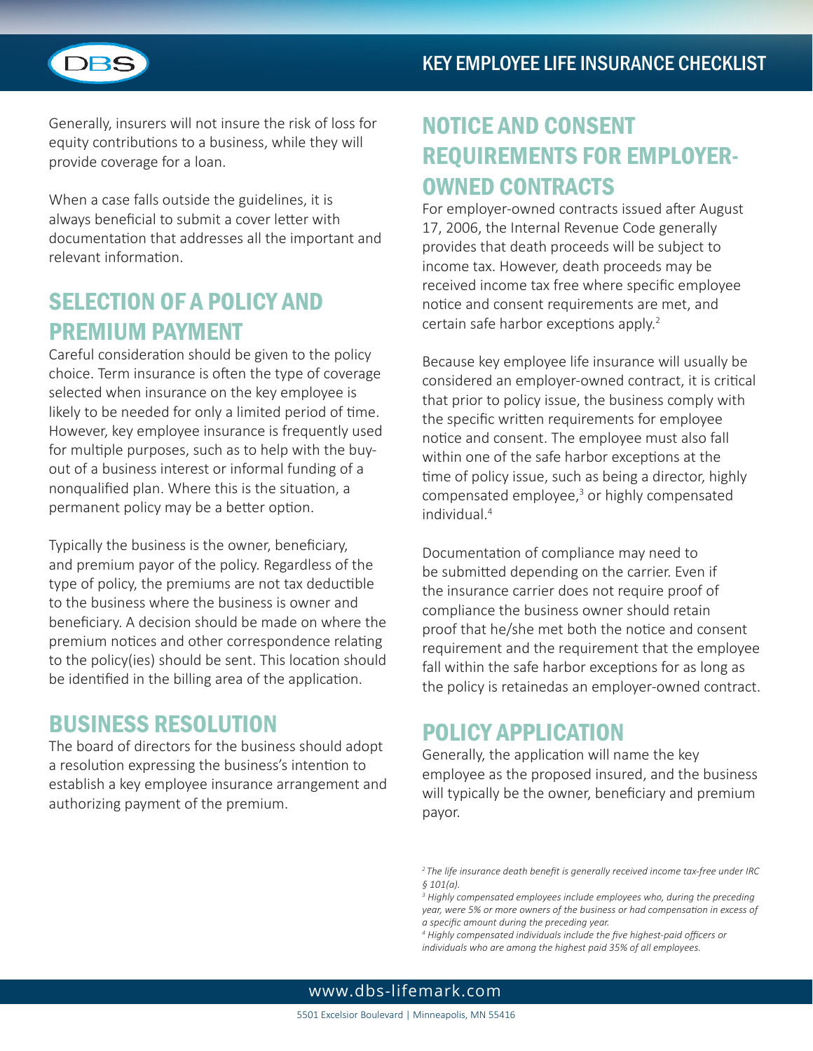Generally, insurers will not insure the risk of loss for equity contributions to a business, while they will provide coverage for a loan.

When a case falls outside the guidelines, it is always beneficial to submit a cover letter with documentation that addresses all the important and relevant information.

## SELECTION OF A POLICY AND PREMIUM PAYMENT

Careful consideration should be given to the policy choice. Term insurance is often the type of coverage selected when insurance on the key employee is likely to be needed for only a limited period of time. However, key employee insurance is frequently used for multiple purposes, such as to help with the buy-out of a business interest or informal funding of a nonqualified plan. Where this is the situation, a permanent policy may be a better option.

Typically the business is the owner, beneficiary, and premium payor of the policy. Regardless of the type of policy, the premiums are not tax deductible to the business where the business is owner and beneficiary. A decision should be made on where the premium notices and other correspondence relating to the policy(ies) should be sent. This location should be identified in the billing area of the application.

## BUSINESS RESOLUTION

The board of directors for the business should adopt a resolution expressing the business's intention to establish a key employee insurance arrangement and authorizing payment of the premium.

## NOTICE AND CONSENT REQUIREMENTS FOR EMPLOYER-OWNED CONTRACTS

For employer-owned contracts issued after August 17, 2006, the Internal Revenue Code generally provides that death proceeds will be subject to income tax. However, death proceeds may be received income tax free where specific employee notice and consent requirements are met, and certain safe harbor exceptions apply.[2]

Because key employee life insurance will usually be considered an employer-owned contract, it is critical that prior to policy issue, the business comply with the specific written requirements for employee notice and consent. The employee must also fall within one of the safe harbor exceptions at the time of policy issue, such as being a director, highly compensated employee,[3] or highly compensated individual.[4]

Documentation of compliance may need to be submitted depending on the carrier. Even if the insurance carrier does not require proof of compliance the business owner should retain proof that he/she met both the notice and consent requirement and the requirement that the employee fall within the safe harbor exceptions for as long as the policy is retainedas an employer-owned contract.

## POLICY APPLICATION

Generally, the application will name the key employee as the proposed insured, and the business will typically be the owner, beneficiary and premium payor.

*[2] The life insurance death benefit is generally received income tax-free under IRC § 101(a).*

*[3] Highly compensated employees include employees who, during the preceding year, were 5% or more owners of the business or had compensation in excess of a specific amount during the preceding year.*

*[4] Highly compensated individuals include the five highest-paid officers or individuals who are among the highest paid 35% of all employees.*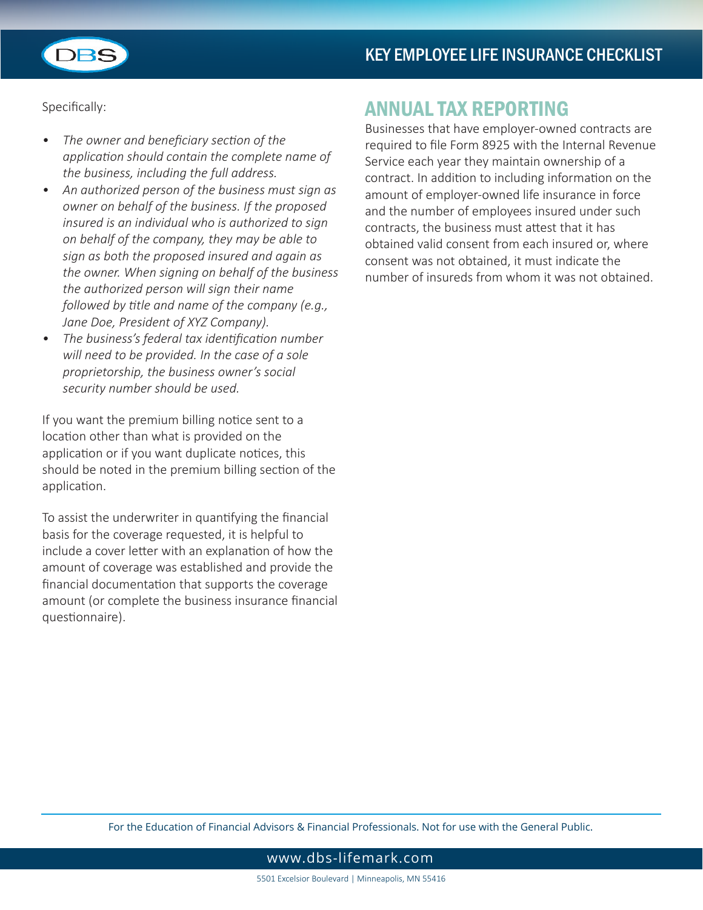Specifically:

- *The owner and beneficiary section of the application should contain the complete name of the business, including the full address.*
- *An authorized person of the business must sign as owner on behalf of the business. If the proposed insured is an individual who is authorized to sign on behalf of the company, they may be able to sign as both the proposed insured and again as the owner. When signing on behalf of the business the authorized person will sign their name followed by title and name of the company (e.g., Jane Doe, President of XYZ Company).*
- *The business's federal tax identification number will need to be provided. In the case of a sole proprietorship, the business owner's social security number should be used.*

If you want the premium billing notice sent to a location other than what is provided on the application or if you want duplicate notices, this should be noted in the premium billing section of the application.

To assist the underwriter in quantifying the financial basis for the coverage requested, it is helpful to include a cover letter with an explanation of how the amount of coverage was established and provide the financial documentation that supports the coverage amount (or complete the business insurance financial questionnaire).

## ANNUAL TAX REPORTING

Businesses that have employer-owned contracts are required to file Form 8925 with the Internal Revenue Service each year they maintain ownership of a contract. In addition to including information on the amount of employer-owned life insurance in force and the number of employees insured under such contracts, the business must attest that it has obtained valid consent from each insured or, where consent was not obtained, it must indicate the number of insureds from whom it was not obtained.

For the Education of Financial Advisors & Financial Professionals. Not for use with the General Public.